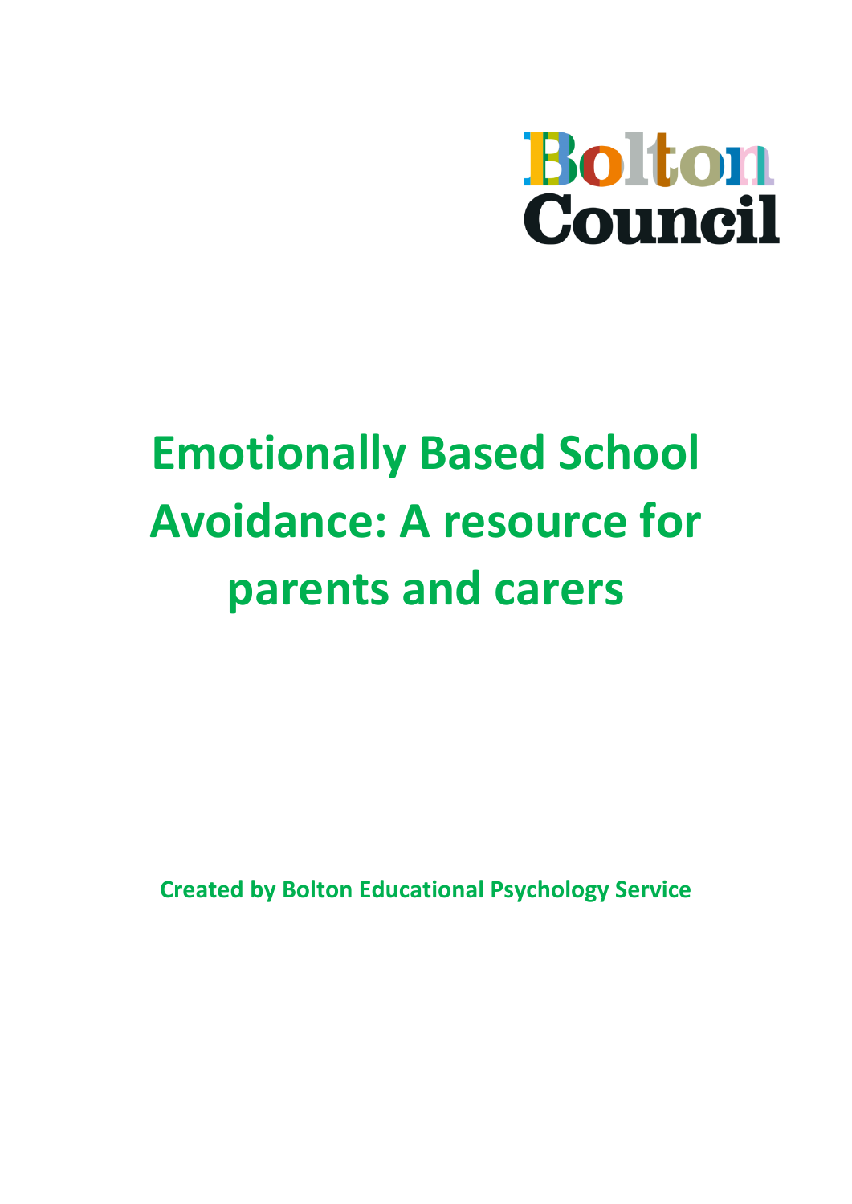Bolton Council

# Emotionally Based School Avoidance: A resource for parents and carers

**Created by Bolton Educational Psychology Service**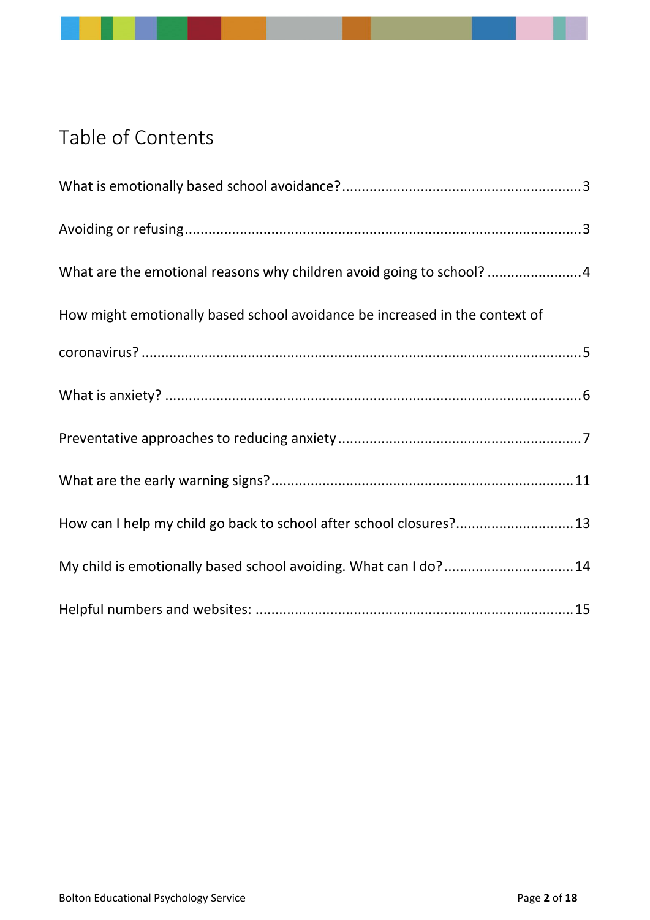# Table of Contents

What is emotionally based school avoidance? ............ 3

Avoiding or refusing ............ 3

What are the emotional reasons why children avoid going to school? ............ 4

How might emotionally based school avoidance be increased in the context of coronavirus? ............ 5

What is anxiety? ............ 6

Preventative approaches to reducing anxiety ............ 7

What are the early warning signs? ............ 11

How can I help my child go back to school after school closures? ............ 13

My child is emotionally based school avoiding. What can I do? ............ 14

Helpful numbers and websites: ............ 15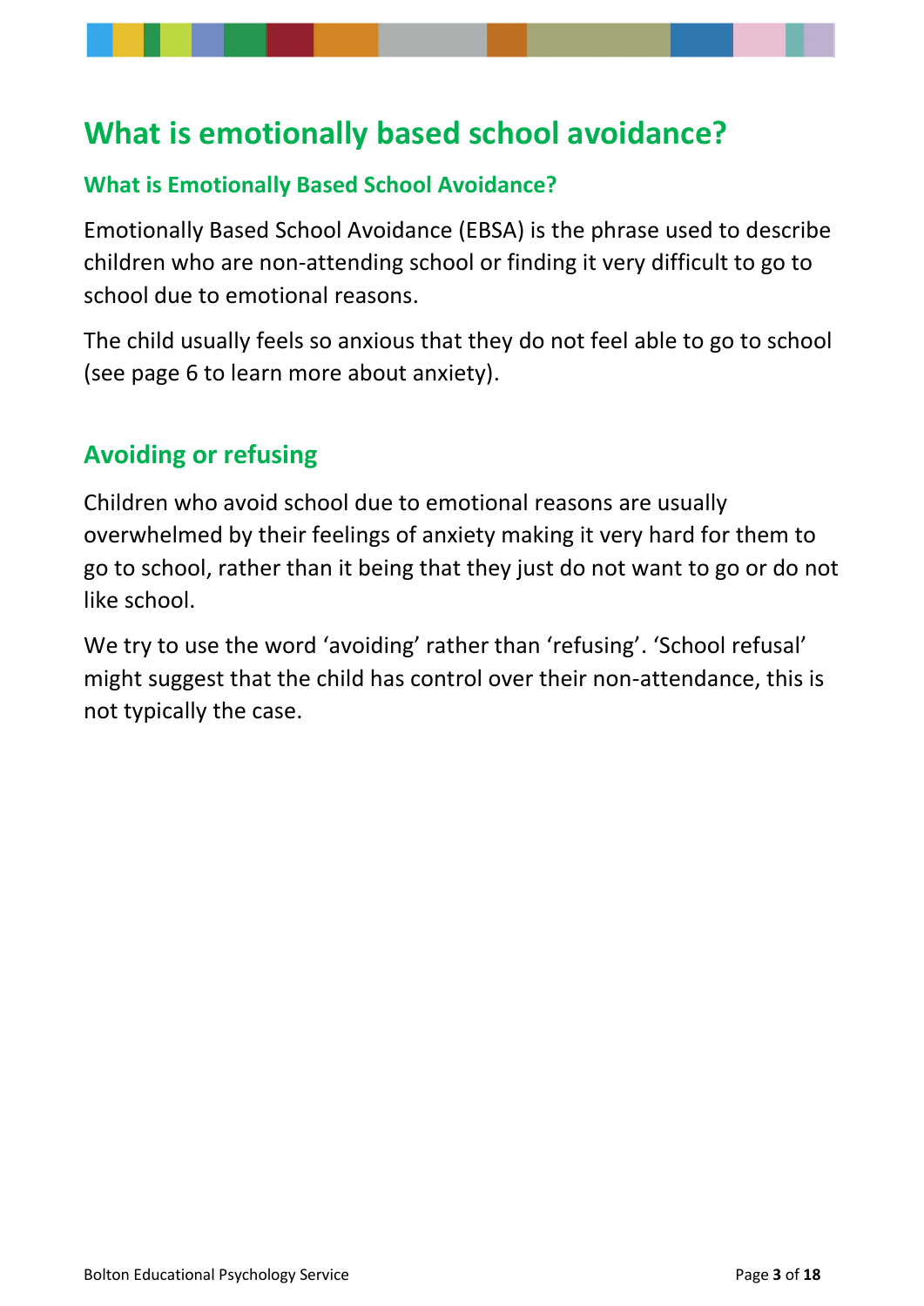# What is emotionally based school avoidance?

### What is Emotionally Based School Avoidance?

Emotionally Based School Avoidance (EBSA) is the phrase used to describe children who are non-attending school or finding it very difficult to go to school due to emotional reasons.

The child usually feels so anxious that they do not feel able to go to school (see page 6 to learn more about anxiety).

## Avoiding or refusing

Children who avoid school due to emotional reasons are usually overwhelmed by their feelings of anxiety making it very hard for them to go to school, rather than it being that they just do not want to go or do not like school.

We try to use the word 'avoiding' rather than 'refusing'. 'School refusal' might suggest that the child has control over their non-attendance, this is not typically the case.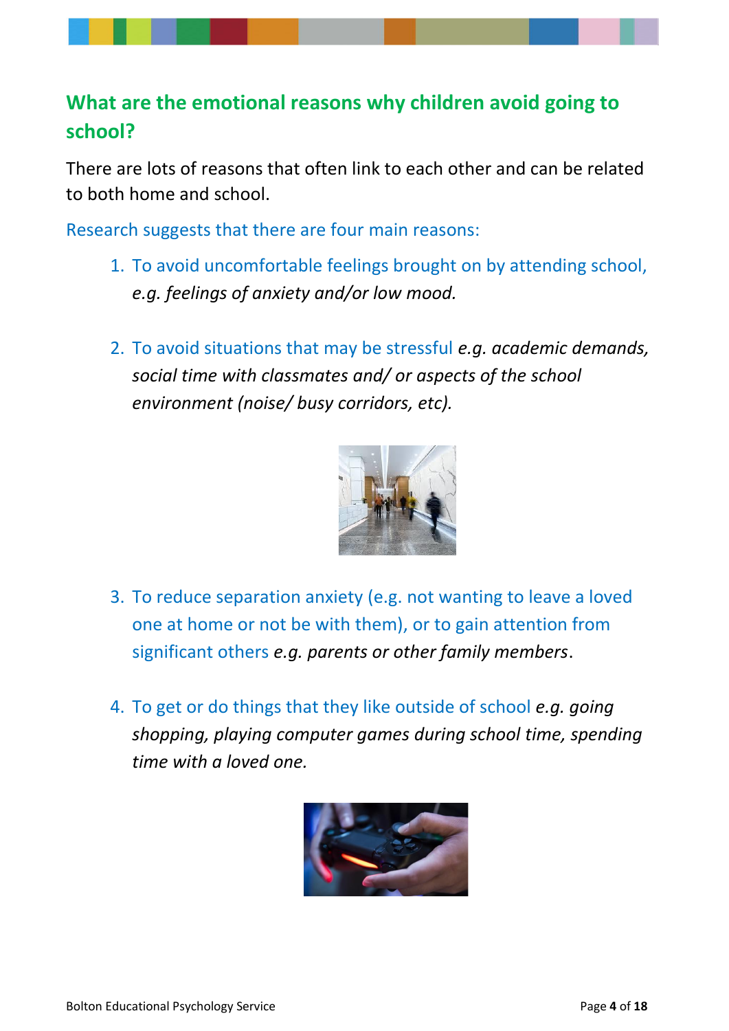## What are the emotional reasons why children avoid going to school?

There are lots of reasons that often link to each other and can be related to both home and school.

Research suggests that there are four main reasons:

1. To avoid uncomfortable feelings brought on by attending school, *e.g. feelings of anxiety and/or low mood.*

2. To avoid situations that may be stressful *e.g. academic demands, social time with classmates and/ or aspects of the school environment (noise/ busy corridors, etc).*

3. To reduce separation anxiety (e.g. not wanting to leave a loved one at home or not be with them), or to gain attention from significant others *e.g. parents or other family members*.

4. To get or do things that they like outside of school *e.g. going shopping, playing computer games during school time, spending time with a loved one.*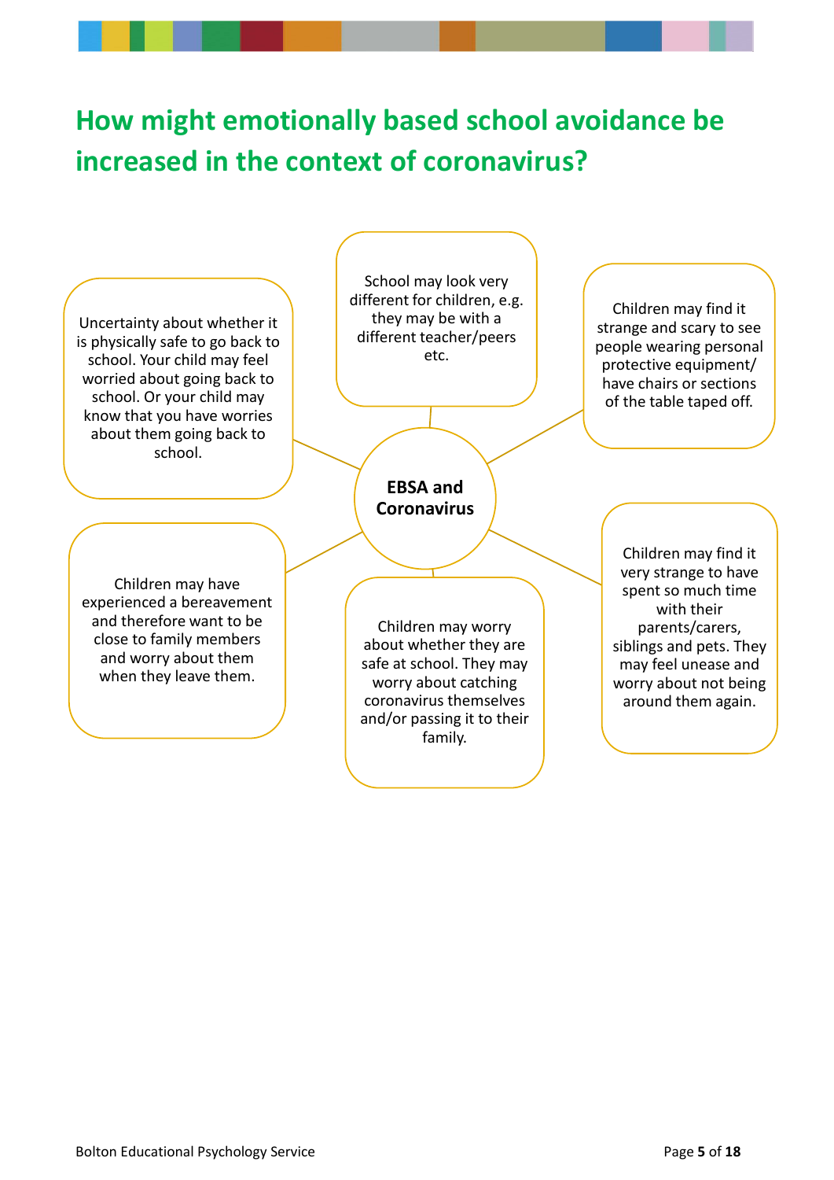# How might emotionally based school avoidance be increased in the context of coronavirus?

**EBSA and Coronavirus**

- Uncertainty about whether it is physically safe to go back to school. Your child may feel worried about going back to school. Or your child may know that you have worries about them going back to school.
- School may look very different for children, e.g. they may be with a different teacher/peers etc.
- Children may find it strange and scary to see people wearing personal protective equipment/ have chairs or sections of the table taped off.
- Children may have experienced a bereavement and therefore want to be close to family members and worry about them when they leave them.
- Children may worry about whether they are safe at school. They may worry about catching coronavirus themselves and/or passing it to their family.
- Children may find it very strange to have spent so much time with their parents/carers, siblings and pets. They may feel unease and worry about not being around them again.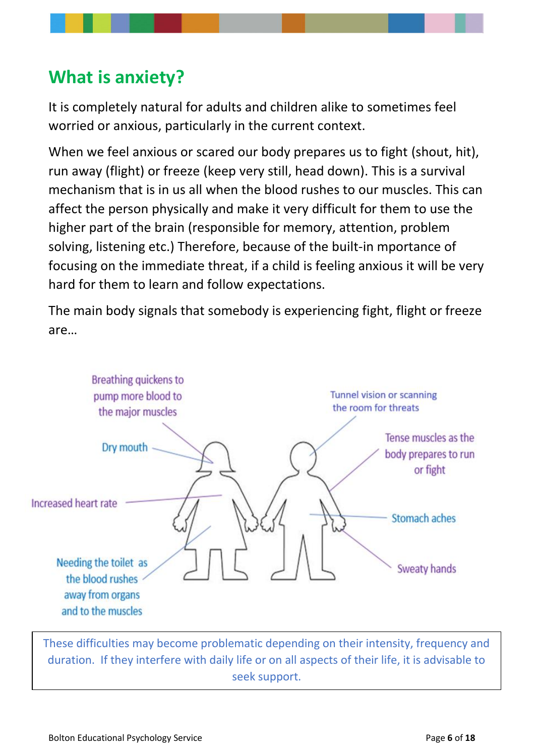## What is anxiety?

It is completely natural for adults and children alike to sometimes feel worried or anxious, particularly in the current context.

When we feel anxious or scared our body prepares us to fight (shout, hit), run away (flight) or freeze (keep very still, head down). This is a survival mechanism that is in us all when the blood rushes to our muscles. This can affect the person physically and make it very difficult for them to use the higher part of the brain (responsible for memory, attention, problem solving, listening etc.) Therefore, because of the built-in mportance of focusing on the immediate threat, if a child is feeling anxious it will be very hard for them to learn and follow expectations.

The main body signals that somebody is experiencing fight, flight or freeze are…

- Breathing quickens to pump more blood to the major muscles
- Dry mouth
- Increased heart rate
- Needing the toilet as the blood rushes away from organs and to the muscles
- Tunnel vision or scanning the room for threats
- Tense muscles as the body prepares to run or fight
- Stomach aches
- Sweaty hands

These difficulties may become problematic depending on their intensity, frequency and duration. If they interfere with daily life or on all aspects of their life, it is advisable to seek support.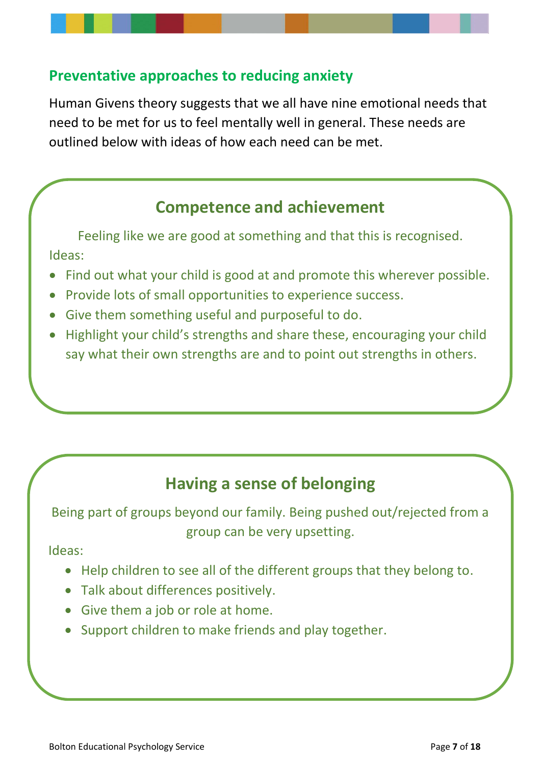## Preventative approaches to reducing anxiety

Human Givens theory suggests that we all have nine emotional needs that need to be met for us to feel mentally well in general. These needs are outlined below with ideas of how each need can be met.

### Competence and achievement

Feeling like we are good at something and that this is recognised.

Ideas:

- Find out what your child is good at and promote this wherever possible.
- Provide lots of small opportunities to experience success.
- Give them something useful and purposeful to do.
- Highlight your child's strengths and share these, encouraging your child say what their own strengths are and to point out strengths in others.

### Having a sense of belonging

Being part of groups beyond our family. Being pushed out/rejected from a group can be very upsetting.

Ideas:

- Help children to see all of the different groups that they belong to.
- Talk about differences positively.
- Give them a job or role at home.
- Support children to make friends and play together.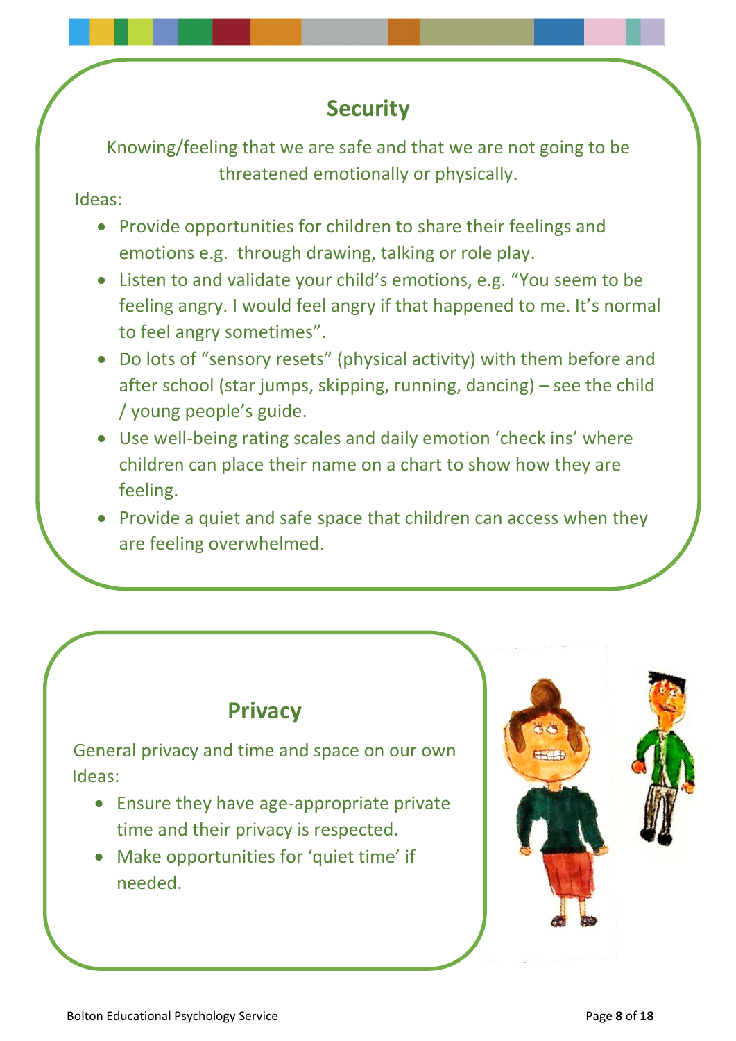## Security

Knowing/feeling that we are safe and that we are not going to be threatened emotionally or physically.

Ideas:

- Provide opportunities for children to share their feelings and emotions e.g. through drawing, talking or role play.
- Listen to and validate your child's emotions, e.g. "You seem to be feeling angry. I would feel angry if that happened to me. It's normal to feel angry sometimes".
- Do lots of "sensory resets" (physical activity) with them before and after school (star jumps, skipping, running, dancing) – see the child / young people's guide.
- Use well-being rating scales and daily emotion 'check ins' where children can place their name on a chart to show how they are feeling.
- Provide a quiet and safe space that children can access when they are feeling overwhelmed.

## Privacy

General privacy and time and space on our own

Ideas:

- Ensure they have age-appropriate private time and their privacy is respected.
- Make opportunities for 'quiet time' if needed.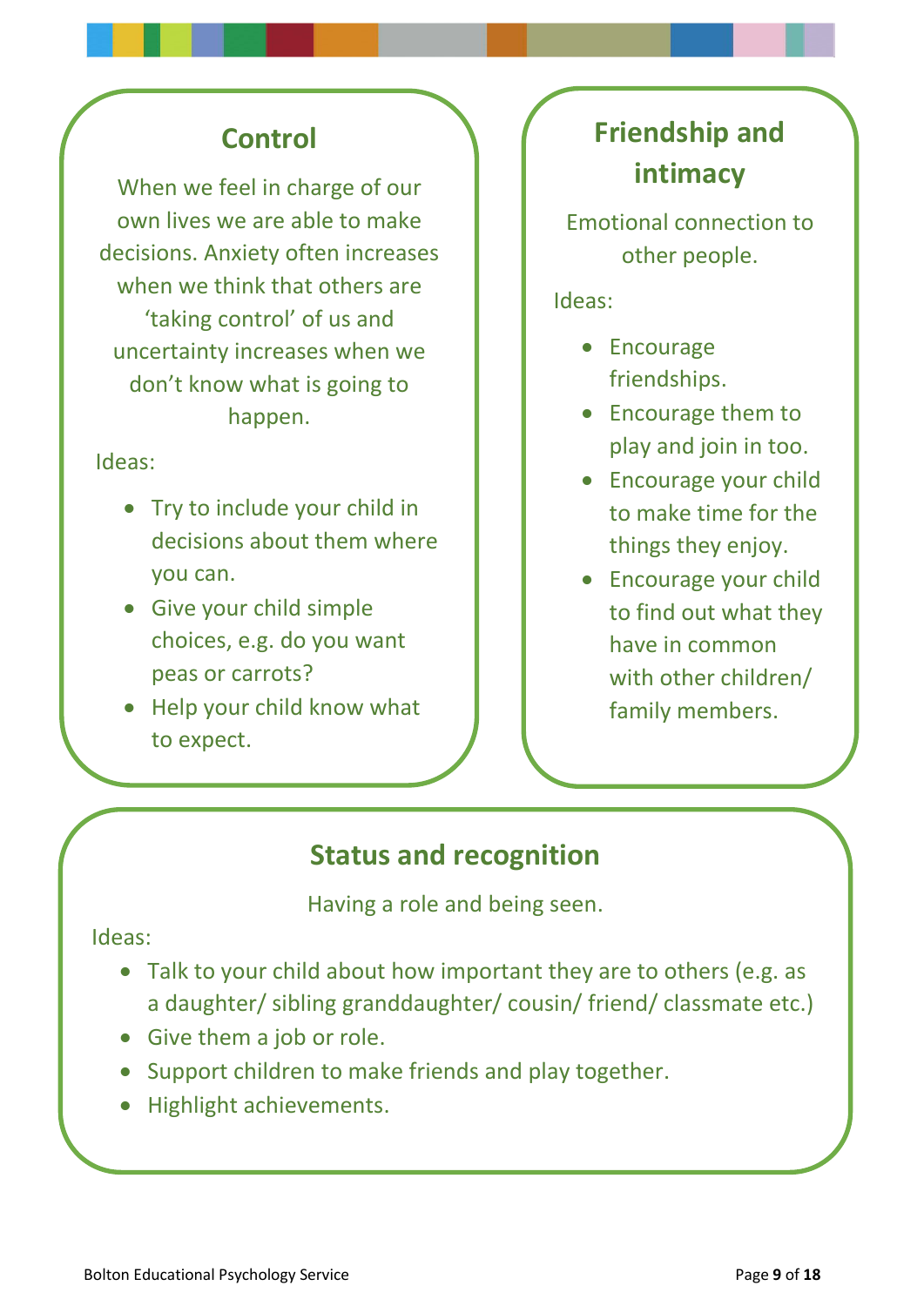## Control

When we feel in charge of our own lives we are able to make decisions. Anxiety often increases when we think that others are 'taking control' of us and uncertainty increases when we don't know what is going to happen.

Ideas:

- Try to include your child in decisions about them where you can.
- Give your child simple choices, e.g. do you want peas or carrots?
- Help your child know what to expect.

## Friendship and intimacy

Emotional connection to other people.

Ideas:

- Encourage friendships.
- Encourage them to play and join in too.
- Encourage your child to make time for the things they enjoy.
- Encourage your child to find out what they have in common with other children/ family members.

## Status and recognition

Having a role and being seen.

Ideas:

- Talk to your child about how important they are to others (e.g. as a daughter/ sibling granddaughter/ cousin/ friend/ classmate etc.)
- Give them a job or role.
- Support children to make friends and play together.
- Highlight achievements.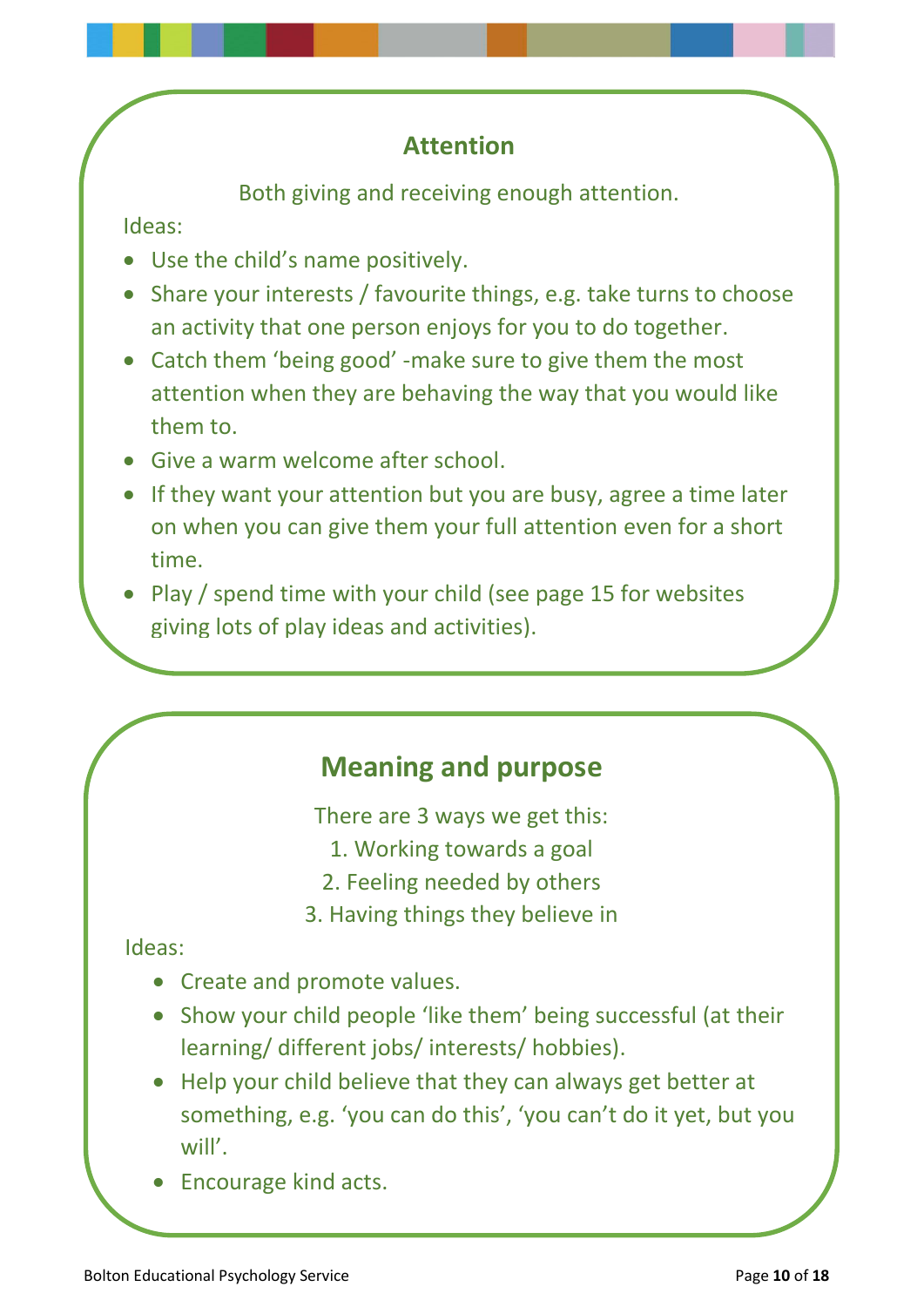## Attention

Both giving and receiving enough attention.

Ideas:

- Use the child's name positively.
- Share your interests / favourite things, e.g. take turns to choose an activity that one person enjoys for you to do together.
- Catch them 'being good' -make sure to give them the most attention when they are behaving the way that you would like them to.
- Give a warm welcome after school.
- If they want your attention but you are busy, agree a time later on when you can give them your full attention even for a short time.
- Play / spend time with your child (see page 15 for websites giving lots of play ideas and activities).

## Meaning and purpose

There are 3 ways we get this:

1. Working towards a goal
2. Feeling needed by others
3. Having things they believe in

Ideas:

- Create and promote values.
- Show your child people 'like them' being successful (at their learning/ different jobs/ interests/ hobbies).
- Help your child believe that they can always get better at something, e.g. 'you can do this', 'you can't do it yet, but you will'.
- Encourage kind acts.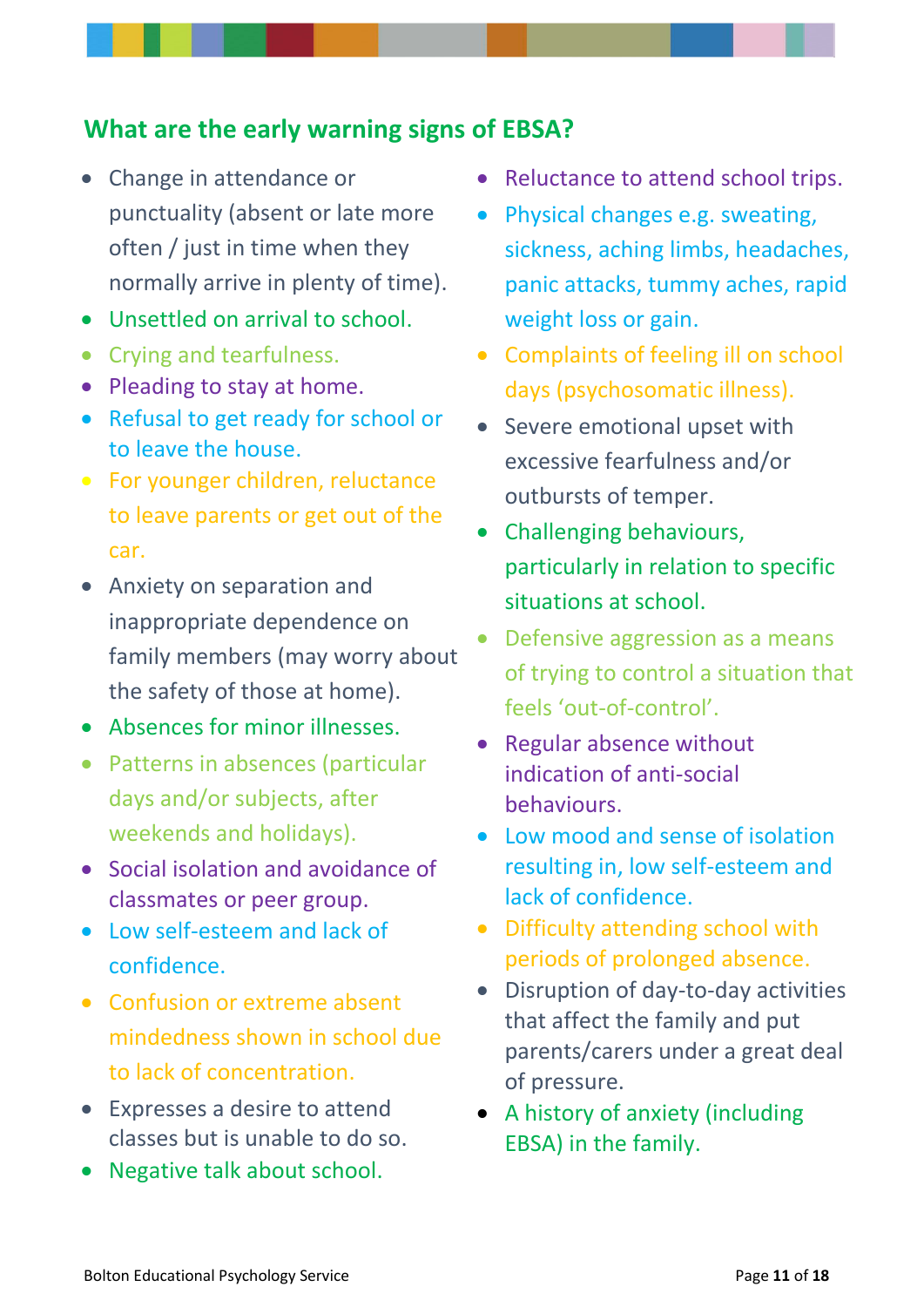## What are the early warning signs of EBSA?

- Change in attendance or punctuality (absent or late more often / just in time when they normally arrive in plenty of time).
- Unsettled on arrival to school.
- Crying and tearfulness.
- Pleading to stay at home.
- Refusal to get ready for school or to leave the house.
- For younger children, reluctance to leave parents or get out of the car.
- Anxiety on separation and inappropriate dependence on family members (may worry about the safety of those at home).
- Absences for minor illnesses.
- Patterns in absences (particular days and/or subjects, after weekends and holidays).
- Social isolation and avoidance of classmates or peer group.
- Low self-esteem and lack of confidence.
- Confusion or extreme absent mindedness shown in school due to lack of concentration.
- Expresses a desire to attend classes but is unable to do so.
- Negative talk about school.
- Reluctance to attend school trips.
- Physical changes e.g. sweating, sickness, aching limbs, headaches, panic attacks, tummy aches, rapid weight loss or gain.
- Complaints of feeling ill on school days (psychosomatic illness).
- Severe emotional upset with excessive fearfulness and/or outbursts of temper.
- Challenging behaviours, particularly in relation to specific situations at school.
- Defensive aggression as a means of trying to control a situation that feels 'out-of-control'.
- Regular absence without indication of anti-social behaviours.
- Low mood and sense of isolation resulting in, low self-esteem and lack of confidence.
- Difficulty attending school with periods of prolonged absence.
- Disruption of day-to-day activities that affect the family and put parents/carers under a great deal of pressure.
- A history of anxiety (including EBSA) in the family.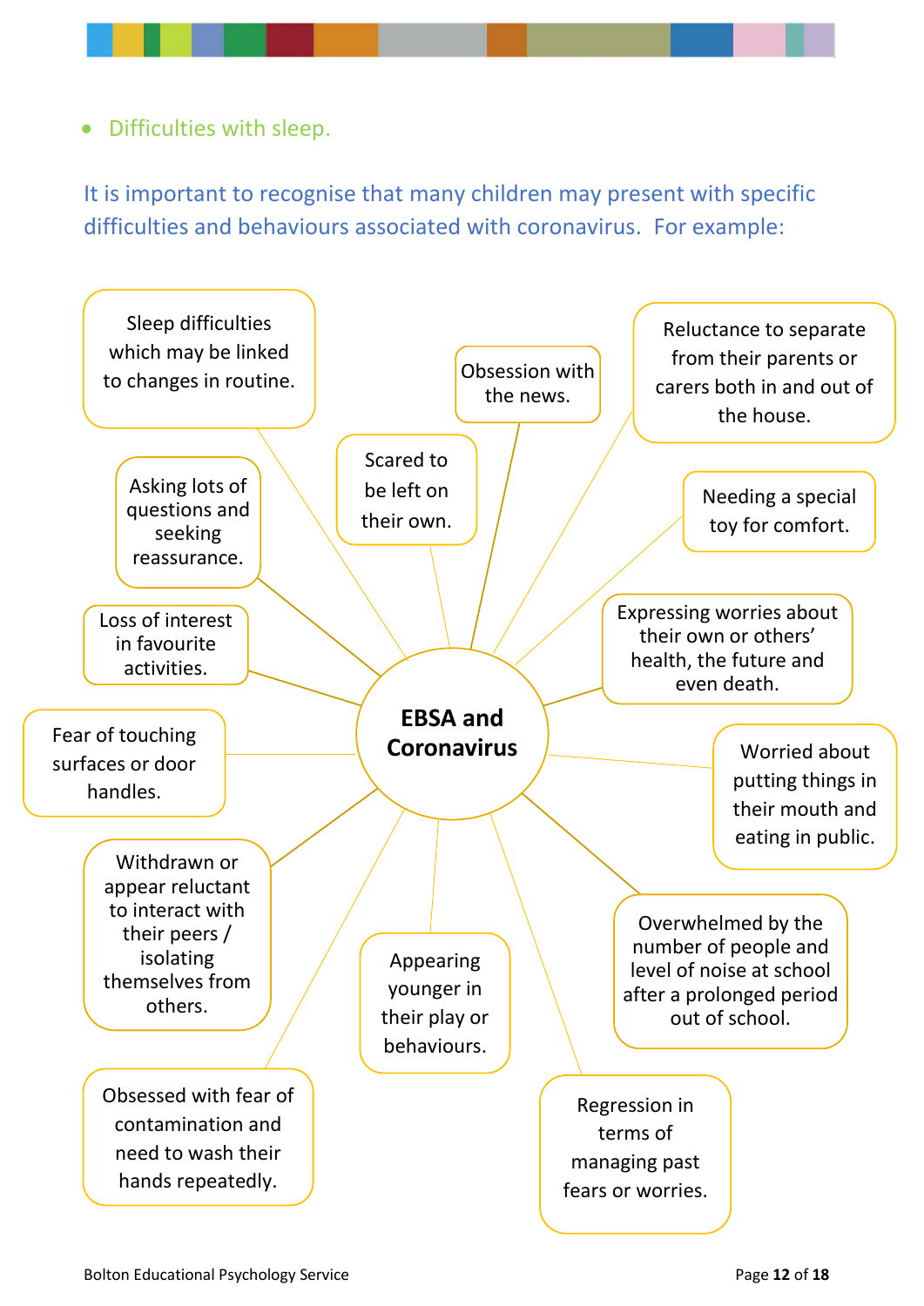- Difficulties with sleep.

It is important to recognise that many children may present with specific difficulties and behaviours associated with coronavirus. For example:

**EBSA and Coronavirus**

- Sleep difficulties which may be linked to changes in routine.
- Obsession with the news.
- Reluctance to separate from their parents or carers both in and out of the house.
- Scared to be left on their own.
- Asking lots of questions and seeking reassurance.
- Needing a special toy for comfort.
- Loss of interest in favourite activities.
- Expressing worries about their own or others' health, the future and even death.
- Fear of touching surfaces or door handles.
- Worried about putting things in their mouth and eating in public.
- Withdrawn or appear reluctant to interact with their peers / isolating themselves from others.
- Overwhelmed by the number of people and level of noise at school after a prolonged period out of school.
- Appearing younger in their play or behaviours.
- Obsessed with fear of contamination and need to wash their hands repeatedly.
- Regression in terms of managing past fears or worries.

Bolton Educational Psychology Service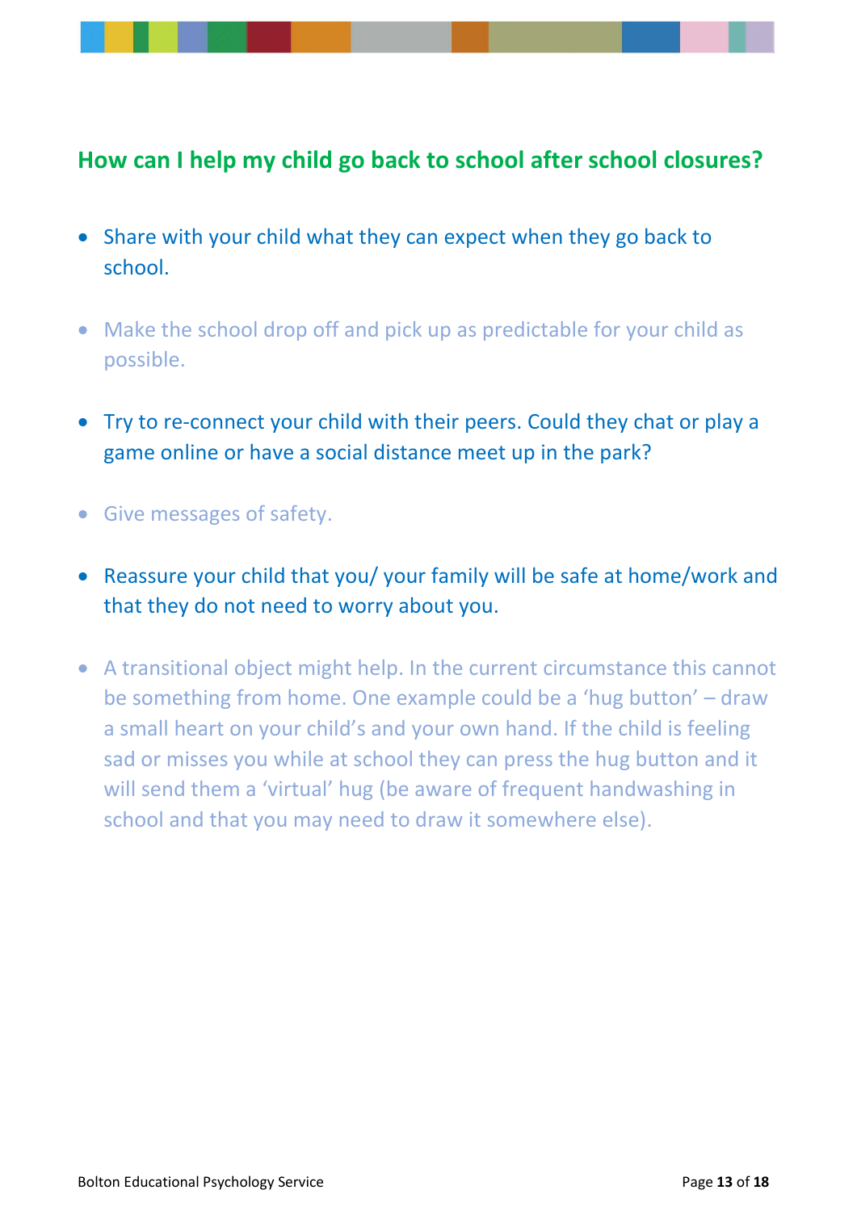## How can I help my child go back to school after school closures?

- Share with your child what they can expect when they go back to school.
- Make the school drop off and pick up as predictable for your child as possible.
- Try to re-connect your child with their peers. Could they chat or play a game online or have a social distance meet up in the park?
- Give messages of safety.
- Reassure your child that you/ your family will be safe at home/work and that they do not need to worry about you.
- A transitional object might help. In the current circumstance this cannot be something from home. One example could be a 'hug button' – draw a small heart on your child's and your own hand. If the child is feeling sad or misses you while at school they can press the hug button and it will send them a 'virtual' hug (be aware of frequent handwashing in school and that you may need to draw it somewhere else).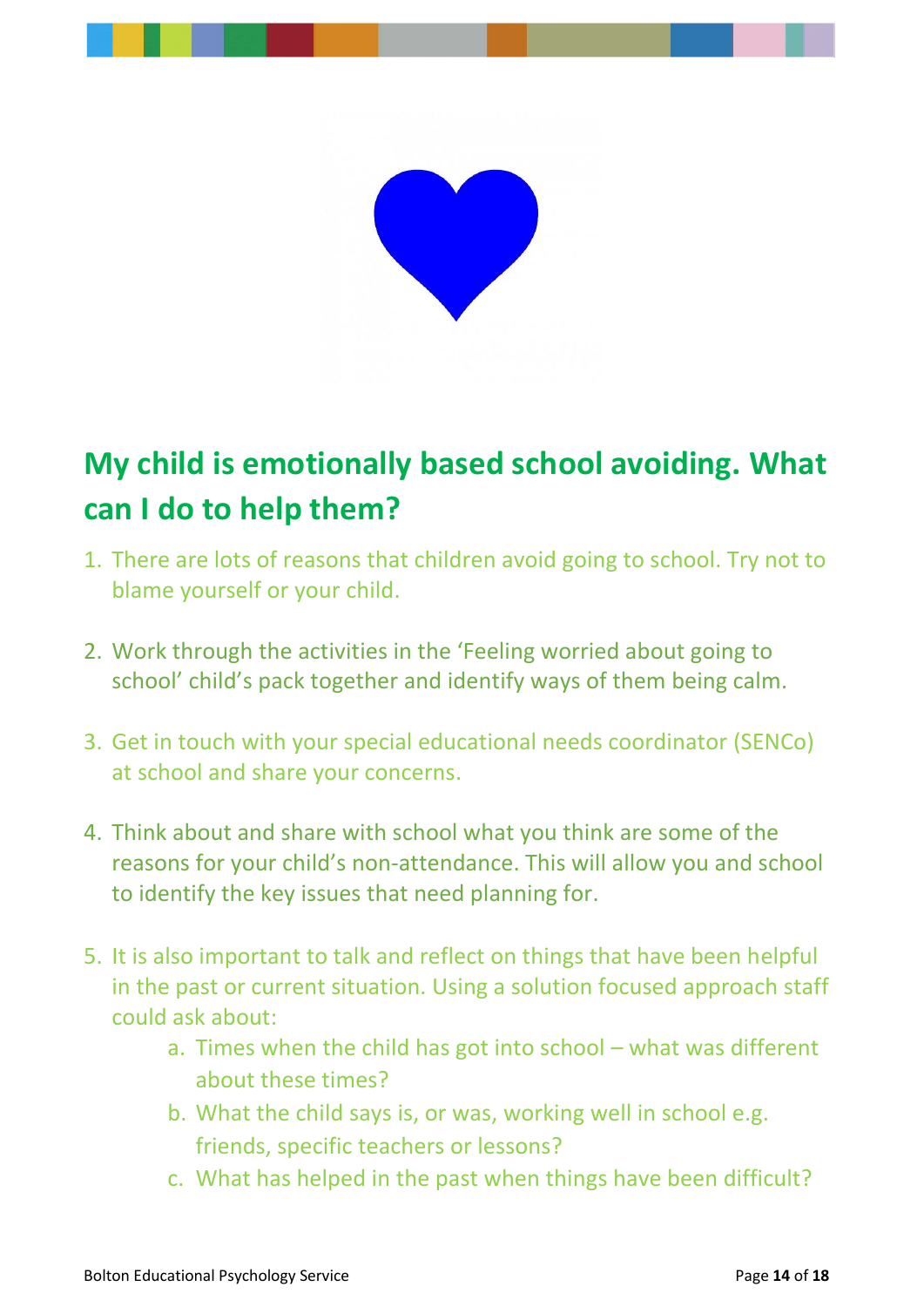## My child is emotionally based school avoiding. What can I do to help them?

1. There are lots of reasons that children avoid going to school. Try not to blame yourself or your child.

2. Work through the activities in the 'Feeling worried about going to school' child's pack together and identify ways of them being calm.

3. Get in touch with your special educational needs coordinator (SENCo) at school and share your concerns.

4. Think about and share with school what you think are some of the reasons for your child's non-attendance. This will allow you and school to identify the key issues that need planning for.

5. It is also important to talk and reflect on things that have been helpful in the past or current situation. Using a solution focused approach staff could ask about:
    a. Times when the child has got into school – what was different about these times?
    b. What the child says is, or was, working well in school e.g. friends, specific teachers or lessons?
    c. What has helped in the past when things have been difficult?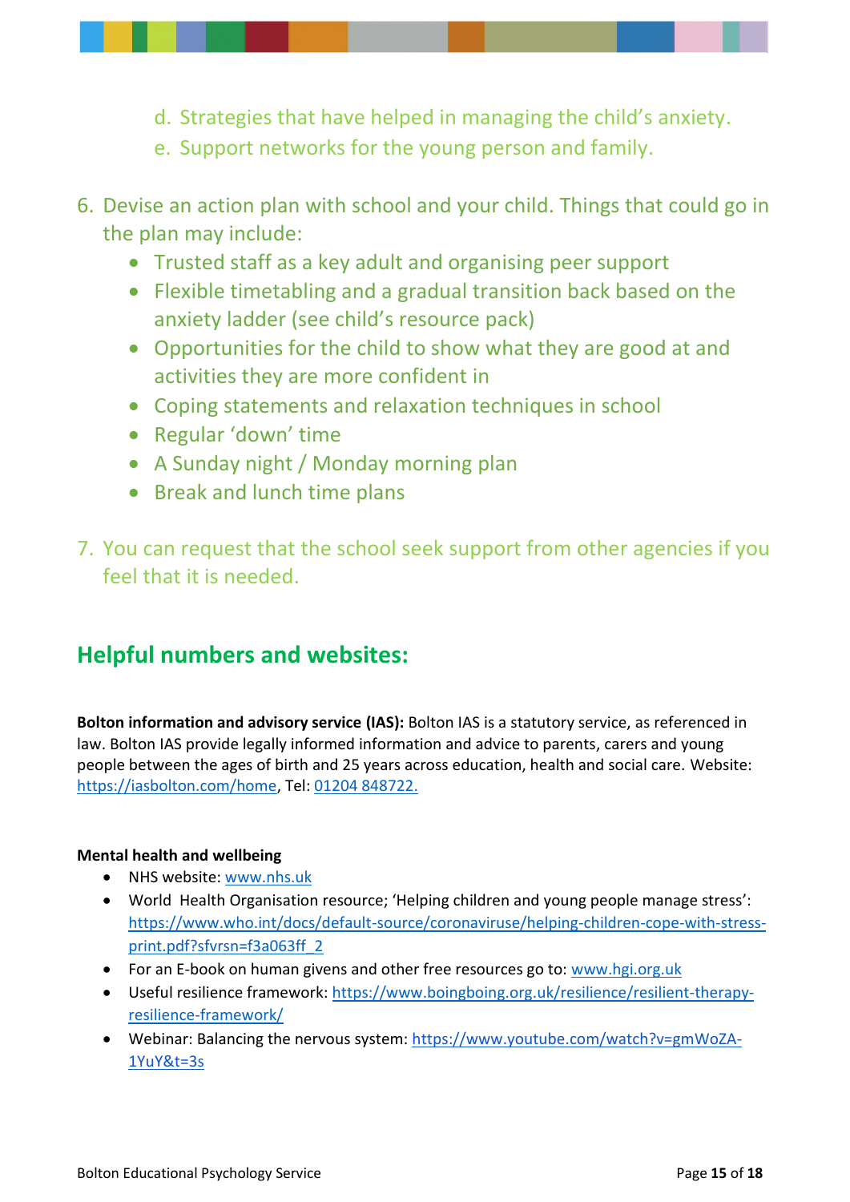d. Strategies that have helped in managing the child's anxiety.
   e. Support networks for the young person and family.

6. Devise an action plan with school and your child. Things that could go in the plan may include:
   - Trusted staff as a key adult and organising peer support
   - Flexible timetabling and a gradual transition back based on the anxiety ladder (see child's resource pack)
   - Opportunities for the child to show what they are good at and activities they are more confident in
   - Coping statements and relaxation techniques in school
   - Regular 'down' time
   - A Sunday night / Monday morning plan
   - Break and lunch time plans

7. You can request that the school seek support from other agencies if you feel that it is needed.

## Helpful numbers and websites:

**Bolton information and advisory service (IAS):** Bolton IAS is a statutory service, as referenced in law. Bolton IAS provide legally informed information and advice to parents, carers and young people between the ages of birth and 25 years across education, health and social care. Website: https://iasbolton.com/home, Tel: 01204 848722.

**Mental health and wellbeing**

- NHS website: www.nhs.uk
- World Health Organisation resource; 'Helping children and young people manage stress': https://www.who.int/docs/default-source/coronaviruse/helping-children-cope-with-stress-print.pdf?sfvrsn=f3a063ff_2
- For an E-book on human givens and other free resources go to: www.hgi.org.uk
- Useful resilience framework: https://www.boingboing.org.uk/resilience/resilient-therapy-resilience-framework/
- Webinar: Balancing the nervous system: https://www.youtube.com/watch?v=gmWoZA-1YuY&t=3s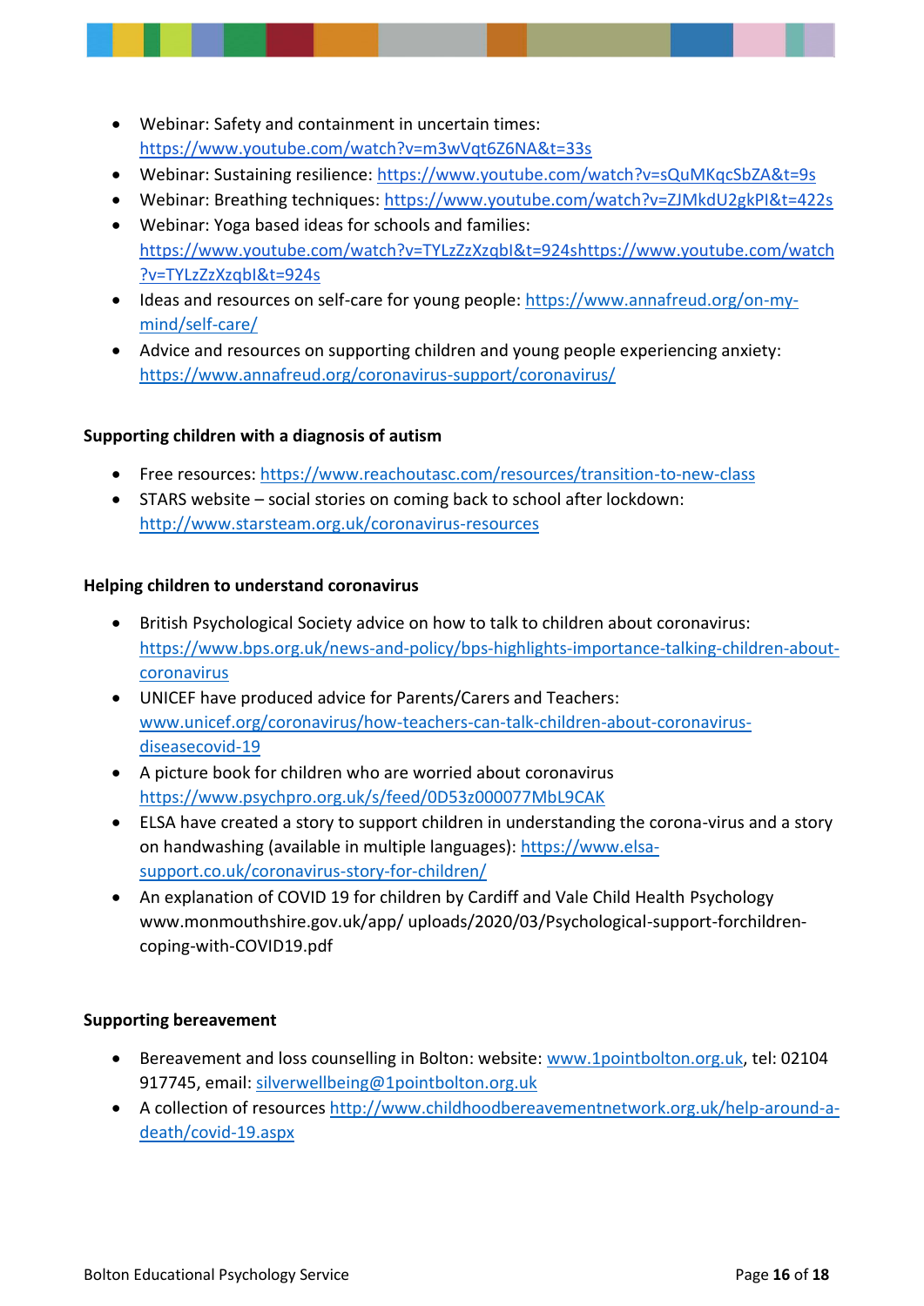- Webinar: Safety and containment in uncertain times: https://www.youtube.com/watch?v=m3wVqt6Z6NA&t=33s
- Webinar: Sustaining resilience: https://www.youtube.com/watch?v=sQuMKqcSbZA&t=9s
- Webinar: Breathing techniques: https://www.youtube.com/watch?v=ZJMkdU2gkPI&t=422s
- Webinar: Yoga based ideas for schools and families: https://www.youtube.com/watch?v=TYLzZzXzqbI&t=924shttps://www.youtube.com/watch?v=TYLzZzXzqbI&t=924s
- Ideas and resources on self-care for young people: https://www.annafreud.org/on-my-mind/self-care/
- Advice and resources on supporting children and young people experiencing anxiety: https://www.annafreud.org/coronavirus-support/coronavirus/

**Supporting children with a diagnosis of autism**

- Free resources: https://www.reachoutasc.com/resources/transition-to-new-class
- STARS website – social stories on coming back to school after lockdown: http://www.starsteam.org.uk/coronavirus-resources

**Helping children to understand coronavirus**

- British Psychological Society advice on how to talk to children about coronavirus: https://www.bps.org.uk/news-and-policy/bps-highlights-importance-talking-children-about-coronavirus
- UNICEF have produced advice for Parents/Carers and Teachers: www.unicef.org/coronavirus/how-teachers-can-talk-children-about-coronavirus-diseasecovid-19
- A picture book for children who are worried about coronavirus https://www.psychpro.org.uk/s/feed/0D53z000077MbL9CAK
- ELSA have created a story to support children in understanding the corona-virus and a story on handwashing (available in multiple languages): https://www.elsa-support.co.uk/coronavirus-story-for-children/
- An explanation of COVID 19 for children by Cardiff and Vale Child Health Psychology www.monmouthshire.gov.uk/app/ uploads/2020/03/Psychological-support-forchildren-coping-with-COVID19.pdf

**Supporting bereavement**

- Bereavement and loss counselling in Bolton: website: www.1pointbolton.org.uk, tel: 02104 917745, email: silverwellbeing@1pointbolton.org.uk
- A collection of resources http://www.childhoodbereavementnetwork.org.uk/help-around-a-death/covid-19.aspx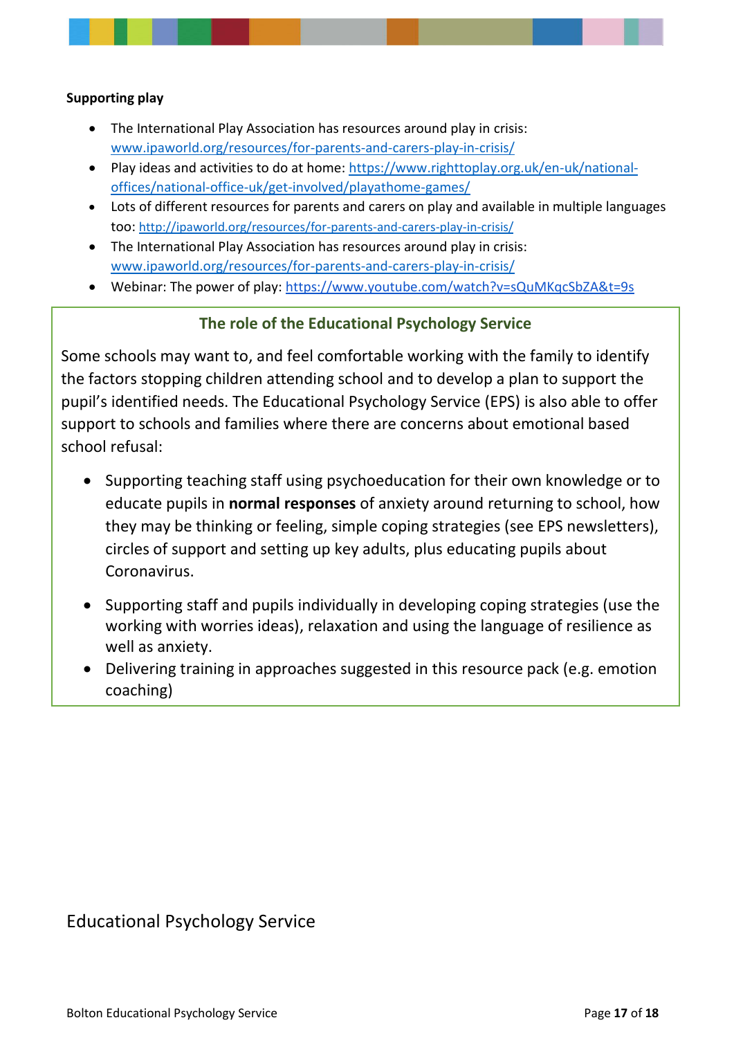**Supporting play**

- The International Play Association has resources around play in crisis: www.ipaworld.org/resources/for-parents-and-carers-play-in-crisis/
- Play ideas and activities to do at home: https://www.righttoplay.org.uk/en-uk/national-offices/national-office-uk/get-involved/playathome-games/
- Lots of different resources for parents and carers on play and available in multiple languages too: http://ipaworld.org/resources/for-parents-and-carers-play-in-crisis/
- The International Play Association has resources around play in crisis: www.ipaworld.org/resources/for-parents-and-carers-play-in-crisis/
- Webinar: The power of play: https://www.youtube.com/watch?v=sQuMKqcSbZA&t=9s

## The role of the Educational Psychology Service

Some schools may want to, and feel comfortable working with the family to identify the factors stopping children attending school and to develop a plan to support the pupil's identified needs. The Educational Psychology Service (EPS) is also able to offer support to schools and families where there are concerns about emotional based school refusal:

- Supporting teaching staff using psychoeducation for their own knowledge or to educate pupils in **normal responses** of anxiety around returning to school, how they may be thinking or feeling, simple coping strategies (see EPS newsletters), circles of support and setting up key adults, plus educating pupils about Coronavirus.
- Supporting staff and pupils individually in developing coping strategies (use the working with worries ideas), relaxation and using the language of resilience as well as anxiety.
- Delivering training in approaches suggested in this resource pack (e.g. emotion coaching)

Educational Psychology Service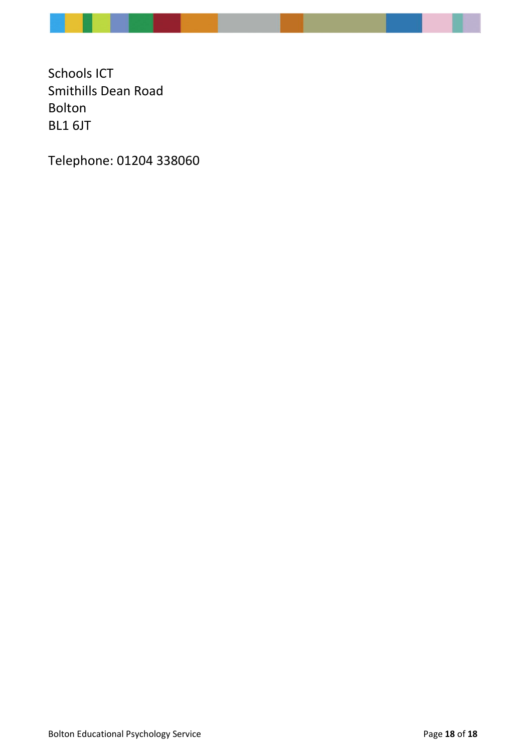Schools ICT
Smithills Dean Road
Bolton
BL1 6JT

Telephone: 01204 338060